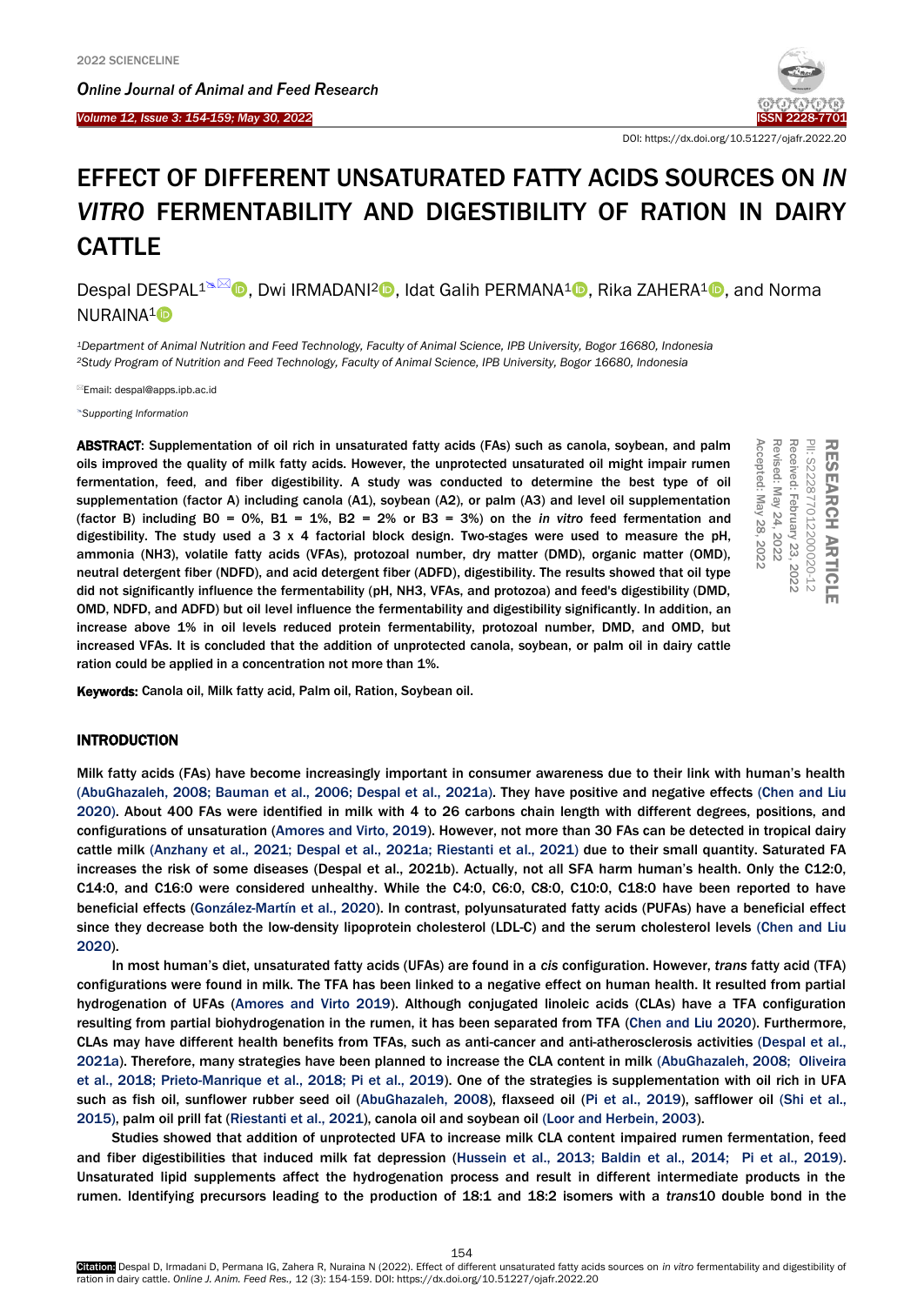# EFFECT OF DIFFERENT UNSATURATED FATTY ACIDS SOURCES ON *IN VITRO* FERMENTABILITY AND DIGESTIBILITY OF RATION IN DAIRY CATTLE

Despal DESPAL[1], Dwi IRMADANI[2], Idat Galih PERMANA[1], Rika ZAHERA[1], and Norma NURAINA[1]

[1]Department of Animal Nutrition and Feed Technology, Faculty of Animal Science, IPB University, Bogor 16680, Indonesia
[2]Study Program of Nutrition and Feed Technology, Faculty of Animal Science, IPB University, Bogor 16680, Indonesia

Email: despal@apps.ipb.ac.id

Supporting Information

DOI: https://dx.doi.org/10.51227/ojafr.2022.20

RESEARCH ARTICLE
PII: S222877012200020-12
Received: February 23, 2022
Revised: May 24, 2022
Accepted: May 28, 2022

**ABSTRACT**: Supplementation of oil rich in unsaturated fatty acids (FAs) such as canola, soybean, and palm oils improved the quality of milk fatty acids. However, the unprotected unsaturated oil might impair rumen fermentation, feed, and fiber digestibility. A study was conducted to determine the best type of oil supplementation (factor A) including canola (A1), soybean (A2), or palm (A3) and level oil supplementation (factor B) including B0 = 0%, B1 = 1%, B2 = 2% or B3 = 3%) on the *in vitro* feed fermentation and digestibility. The study used a 3 x 4 factorial block design. Two-stages were used to measure the pH, ammonia ($NH_3$), volatile fatty acids (VFAs), protozoal number, dry matter (DMD), organic matter (OMD), neutral detergent fiber (NDFD), and acid detergent fiber (ADFD), digestibility. The results showed that oil type did not significantly influence the fermentability (pH, $NH_3$, VFAs, and protozoa) and feed's digestibility (DMD, OMD, NDFD, and ADFD) but oil level influence the fermentability and digestibility significantly. In addition, an increase above 1% in oil levels reduced protein fermentability, protozoal number, DMD, and OMD, but increased VFAs. It is concluded that the addition of unprotected canola, soybean, or palm oil in dairy cattle ration could be applied in a concentration not more than 1%.

**Keywords:** Canola oil, Milk fatty acid, Palm oil, Ration, Soybean oil.

## INTRODUCTION

Milk fatty acids (FAs) have become increasingly important in consumer awareness due to their link with human's health (AbuGhazaleh, 2008; Bauman et al., 2006; Despal et al., 2021a). They have positive and negative effects (Chen and Liu 2020). About 400 FAs were identified in milk with 4 to 26 carbons chain length with different degrees, positions, and configurations of unsaturation (Amores and Virto, 2019). However, not more than 30 FAs can be detected in tropical dairy cattle milk (Anzhany et al., 2021; Despal et al., 2021a; Riestanti et al., 2021) due to their small quantity. Saturated FA increases the risk of some diseases (Despal et al., 2021b). Actually, not all SFA harm human's health. Only the C12:0, C14:0, and C16:0 were considered unhealthy. While the C4:0, C6:0, C8:0, C10:0, C18:0 have been reported to have beneficial effects (González-Martín et al., 2020). In contrast, polyunsaturated fatty acids (PUFAs) have a beneficial effect since they decrease both the low-density lipoprotein cholesterol (LDL-C) and the serum cholesterol levels (Chen and Liu 2020).

In most human's diet, unsaturated fatty acids (UFAs) are found in a *cis* configuration. However, *trans* fatty acid (TFA) configurations were found in milk. The TFA has been linked to a negative effect on human health. It resulted from partial hydrogenation of UFAs (Amores and Virto 2019). Although conjugated linoleic acids (CLAs) have a TFA configuration resulting from partial biohydrogenation in the rumen, it has been separated from TFA (Chen and Liu 2020). Furthermore, CLAs may have different health benefits from TFAs, such as anti-cancer and anti-atherosclerosis activities (Despal et al., 2021a). Therefore, many strategies have been planned to increase the CLA content in milk (AbuGhazaleh, 2008; Oliveira et al., 2018; Prieto-Manrique et al., 2018; Pi et al., 2019). One of the strategies is supplementation with oil rich in UFA such as fish oil, sunflower rubber seed oil (AbuGhazaleh, 2008), flaxseed oil (Pi et al., 2019), safflower oil (Shi et al., 2015), palm oil prill fat (Riestanti et al., 2021), canola oil and soybean oil (Loor and Herbein, 2003).

Studies showed that addition of unprotected UFA to increase milk CLA content impaired rumen fermentation, feed and fiber digestibilities that induced milk fat depression (Hussein et al., 2013; Baldin et al., 2014; Pi et al., 2019). Unsaturated lipid supplements affect the hydrogenation process and result in different intermediate products in the rumen. Identifying precursors leading to the production of 18:1 and 18:2 isomers with a *trans*10 double bond in the

Citation: Despal D, Irmadani D, Permana IG, Zahera R, Nuraina N (2022). Effect of different unsaturated fatty acids sources on *in vitro* fermentability and digestibility of ration in dairy cattle. *Online J. Anim. Feed Res.*, 12 (3): 154-159. DOI: https://dx.doi.org/10.51227/ojafr.2022.20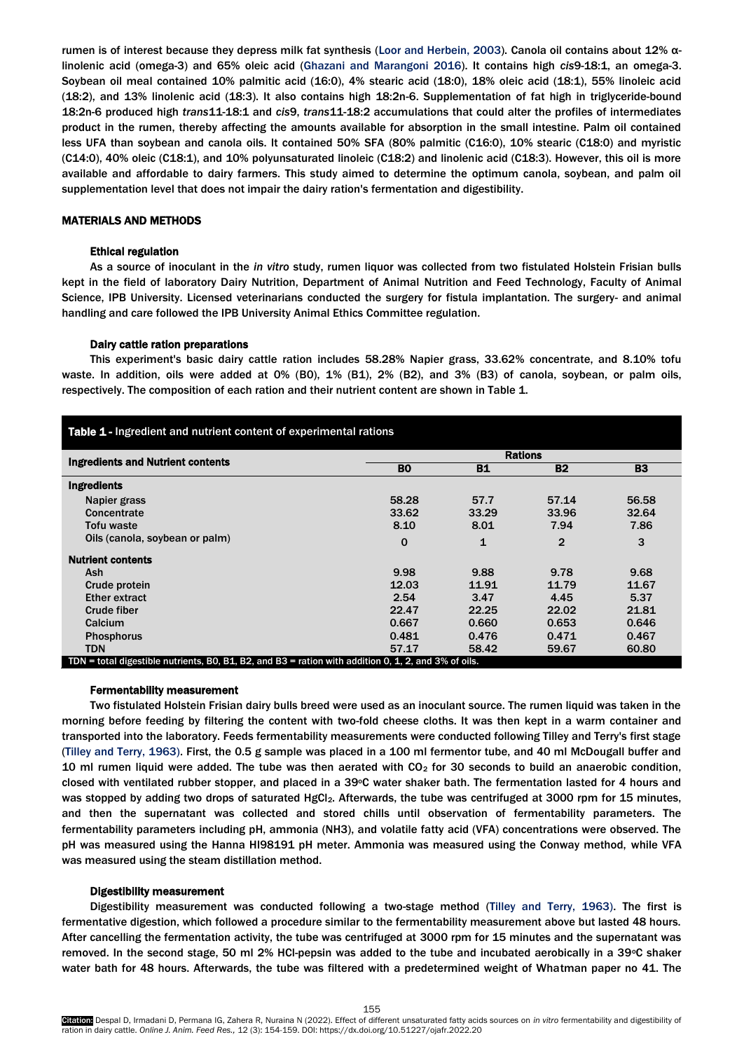rumen is of interest because they depress milk fat synthesis (Loor and Herbein, 2003). Canola oil contains about 12% α-linolenic acid (omega-3) and 65% oleic acid (Ghazani and Marangoni 2016). It contains high *cis*9-18:1, an omega-3. Soybean oil meal contained 10% palmitic acid (16:0), 4% stearic acid (18:0), 18% oleic acid (18:1), 55% linoleic acid (18:2), and 13% linolenic acid (18:3). It also contains high 18:2n-6. Supplementation of fat high in triglyceride-bound 18:2n-6 produced high *trans*11-18:1 and *cis*9, *trans*11-18:2 accumulations that could alter the profiles of intermediates product in the rumen, thereby affecting the amounts available for absorption in the small intestine. Palm oil contained less UFA than soybean and canola oils. It contained 50% SFA (80% palmitic (C16:0), 10% stearic (C18:0) and myristic (C14:0), 40% oleic (C18:1), and 10% polyunsaturated linoleic (C18:2) and linolenic acid (C18:3). However, this oil is more available and affordable to dairy farmers. This study aimed to determine the optimum canola, soybean, and palm oil supplementation level that does not impair the dairy ration's fermentation and digestibility.

## MATERIALS AND METHODS

### Ethical regulation

As a source of inoculant in the *in vitro* study, rumen liquor was collected from two fistulated Holstein Frisian bulls kept in the field of laboratory Dairy Nutrition, Department of Animal Nutrition and Feed Technology, Faculty of Animal Science, IPB University. Licensed veterinarians conducted the surgery for fistula implantation. The surgery- and animal handling and care followed the IPB University Animal Ethics Committee regulation.

### Dairy cattle ration preparations

This experiment's basic dairy cattle ration includes 58.28% Napier grass, 33.62% concentrate, and 8.10% tofu waste. In addition, oils were added at 0% (B0), 1% (B1), 2% (B2), and 3% (B3) of canola, soybean, or palm oils, respectively. The composition of each ration and their nutrient content are shown in Table 1.

**Table 1 - Ingredient and nutrient content of experimental rations**

| Ingredients and Nutrient contents | Rations | | | |
|---|---|---|---|---|
| | **B0** | **B1** | **B2** | **B3** |
| **Ingredients** | | | | |
| Napier grass | 58.28 | 57.7 | 57.14 | 56.58 |
| Concentrate | 33.62 | 33.29 | 33.96 | 32.64 |
| Tofu waste | 8.10 | 8.01 | 7.94 | 7.86 |
| Oils (canola, soybean or palm) | 0 | 1 | 2 | 3 |
| **Nutrient contents** | | | | |
| Ash | 9.98 | 9.88 | 9.78 | 9.68 |
| Crude protein | 12.03 | 11.91 | 11.79 | 11.67 |
| Ether extract | 2.54 | 3.47 | 4.45 | 5.37 |
| Crude fiber | 22.47 | 22.25 | 22.02 | 21.81 |
| Calcium | 0.667 | 0.660 | 0.653 | 0.646 |
| Phosphorus | 0.481 | 0.476 | 0.471 | 0.467 |
| TDN | 57.17 | 58.42 | 59.67 | 60.80 |

TDN = total digestible nutrients, B0, B1, B2, and B3 = ration with addition 0, 1, 2, and 3% of oils.

### Fermentability measurement

Two fistulated Holstein Frisian dairy bulls breed were used as an inoculant source. The rumen liquid was taken in the morning before feeding by filtering the content with two-fold cheese cloths. It was then kept in a warm container and transported into the laboratory. Feeds fermentability measurements were conducted following Tilley and Terry's first stage (Tilley and Terry, 1963). First, the 0.5 g sample was placed in a 100 ml fermentor tube, and 40 ml McDougall buffer and 10 ml rumen liquid were added. The tube was then aerated with $CO_2$ for 30 seconds to build an anaerobic condition, closed with ventilated rubber stopper, and placed in a 39°C water shaker bath. The fermentation lasted for 4 hours and was stopped by adding two drops of saturated $HgCl_2$. Afterwards, the tube was centrifuged at 3000 rpm for 15 minutes, and then the supernatant was collected and stored chills until observation of fermentability parameters. The fermentability parameters including pH, ammonia (NH3), and volatile fatty acid (VFA) concentrations were observed. The pH was measured using the Hanna HI98191 pH meter. Ammonia was measured using the Conway method, while VFA was measured using the steam distillation method.

### Digestibility measurement

Digestibility measurement was conducted following a two-stage method (Tilley and Terry, 1963). The first is fermentative digestion, which followed a procedure similar to the fermentability measurement above but lasted 48 hours. After cancelling the fermentation activity, the tube was centrifuged at 3000 rpm for 15 minutes and the supernatant was removed. In the second stage, 50 ml 2% HCl-pepsin was added to the tube and incubated aerobically in a 39°C shaker water bath for 48 hours. Afterwards, the tube was filtered with a predetermined weight of Whatman paper no 41. The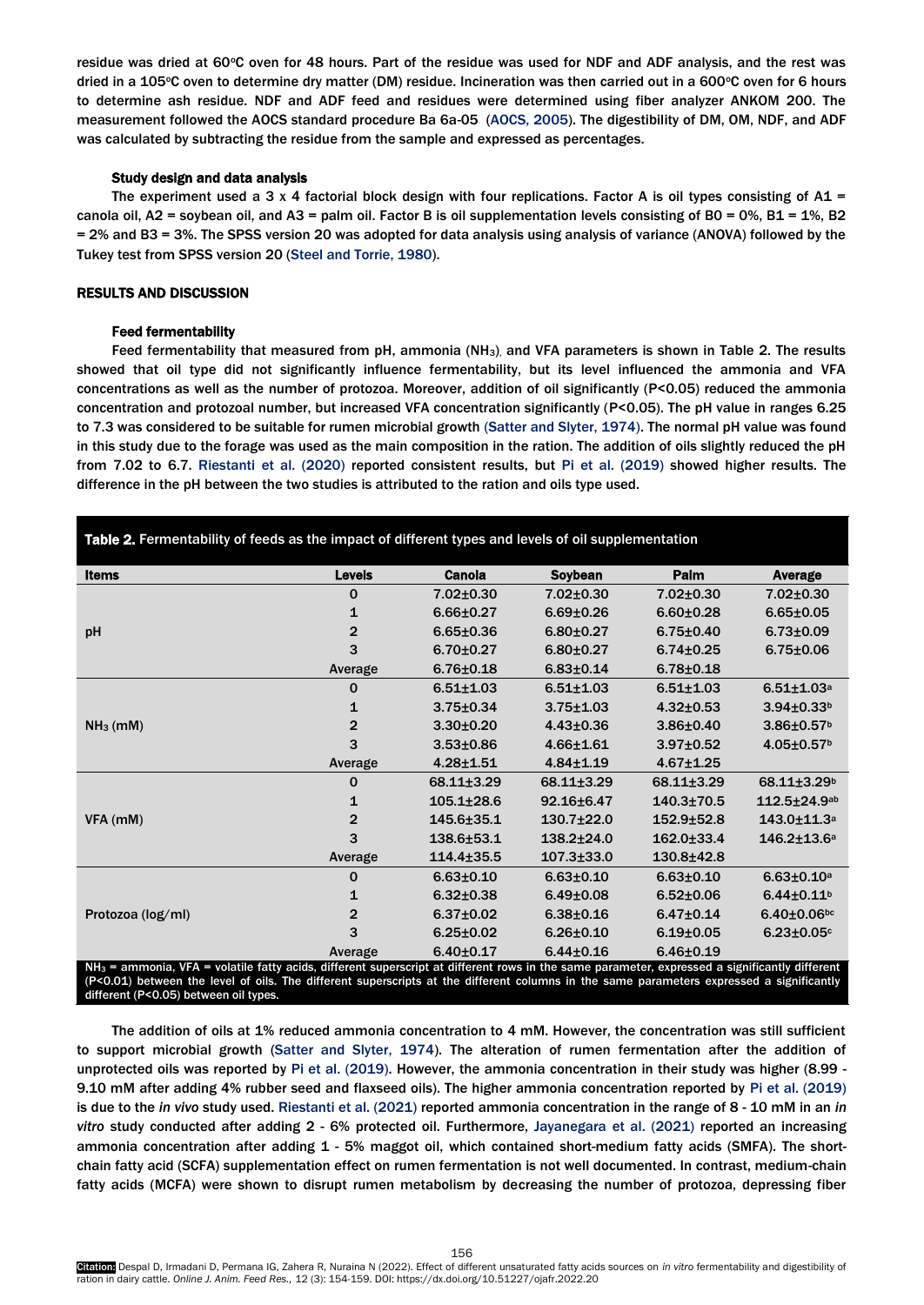residue was dried at 60°C oven for 48 hours. Part of the residue was used for NDF and ADF analysis, and the rest was dried in a 105°C oven to determine dry matter (DM) residue. Incineration was then carried out in a 600°C oven for 6 hours to determine ash residue. NDF and ADF feed and residues were determined using fiber analyzer ANKOM 200. The measurement followed the AOCS standard procedure Ba 6a-05 (AOCS, 2005). The digestibility of DM, OM, NDF, and ADF was calculated by subtracting the residue from the sample and expressed as percentages.

### Study design and data analysis

The experiment used a 3 x 4 factorial block design with four replications. Factor A is oil types consisting of A1 = canola oil, A2 = soybean oil, and A3 = palm oil. Factor B is oil supplementation levels consisting of B0 = 0%, B1 = 1%, B2 = 2% and B3 = 3%. The SPSS version 20 was adopted for data analysis using analysis of variance (ANOVA) followed by the Tukey test from SPSS version 20 (Steel and Torrie, 1980).

## RESULTS AND DISCUSSION

### Feed fermentability

Feed fermentability that measured from pH, ammonia ($NH_3$), and VFA parameters is shown in Table 2. The results showed that oil type did not significantly influence fermentability, but its level influenced the ammonia and VFA concentrations as well as the number of protozoa. Moreover, addition of oil significantly ($P<0.05$) reduced the ammonia concentration and protozoal number, but increased VFA concentration significantly ($P<0.05$). The pH value in ranges 6.25 to 7.3 was considered to be suitable for rumen microbial growth (Satter and Slyter, 1974). The normal pH value was found in this study due to the forage was used as the main composition in the ration. The addition of oils slightly reduced the pH from 7.02 to 6.7. Riestanti et al. (2020) reported consistent results, but Pi et al. (2019) showed higher results. The difference in the pH between the two studies is attributed to the ration and oils type used.

**Table 2.** Fermentability of feeds as the impact of different types and levels of oil supplementation

| Items | Levels | Canola | Soybean | Palm | Average |
|---|---|---|---|---|---|
| pH | 0 | 7.02±0.30 | 7.02±0.30 | 7.02±0.30 | 7.02±0.30 |
| | 1 | 6.66±0.27 | 6.69±0.26 | 6.60±0.28 | 6.65±0.05 |
| | 2 | 6.65±0.36 | 6.80±0.27 | 6.75±0.40 | 6.73±0.09 |
| | 3 | 6.70±0.27 | 6.80±0.27 | 6.74±0.25 | 6.75±0.06 |
| | Average | 6.76±0.18 | 6.83±0.14 | 6.78±0.18 | |
| $NH_3$ (mM) | 0 | 6.51±1.03 | 6.51±1.03 | 6.51±1.03 | 6.51±1.03[a] |
| | 1 | 3.75±0.34 | 3.75±1.03 | 4.32±0.53 | 3.94±0.33[b] |
| | 2 | 3.30±0.20 | 4.43±0.36 | 3.86±0.40 | 3.86±0.57[b] |
| | 3 | 3.53±0.86 | 4.66±1.61 | 3.97±0.52 | 4.05±0.57[b] |
| | Average | 4.28±1.51 | 4.84±1.19 | 4.67±1.25 | |
| VFA (mM) | 0 | 68.11±3.29 | 68.11±3.29 | 68.11±3.29 | 68.11±3.29[b] |
| | 1 | 105.1±28.6 | 92.16±6.47 | 140.3±70.5 | 112.5±24.9[ab] |
| | 2 | 145.6±35.1 | 130.7±22.0 | 152.9±52.8 | 143.0±11.3[a] |
| | 3 | 138.6±53.1 | 138.2±24.0 | 162.0±33.4 | 146.2±13.6[a] |
| | Average | 114.4±35.5 | 107.3±33.0 | 130.8±42.8 | |
| Protozoa (log/ml) | 0 | 6.63±0.10 | 6.63±0.10 | 6.63±0.10 | 6.63±0.10[a] |
| | 1 | 6.32±0.38 | 6.49±0.08 | 6.52±0.06 | 6.44±0.11[b] |
| | 2 | 6.37±0.02 | 6.38±0.16 | 6.47±0.14 | 6.40±0.06[bc] |
| | 3 | 6.25±0.02 | 6.26±0.10 | 6.19±0.05 | 6.23±0.05[c] |
| | Average | 6.40±0.17 | 6.44±0.16 | 6.46±0.19 | |

$NH_3$ = ammonia, VFA = volatile fatty acids, different superscript at different rows in the same parameter, expressed a significantly different ($P<0.01$) between the level of oils. The different superscripts at the different columns in the same parameters expressed a significantly different ($P<0.05$) between oil types.

The addition of oils at 1% reduced ammonia concentration to 4 mM. However, the concentration was still sufficient to support microbial growth (Satter and Slyter, 1974). The alteration of rumen fermentation after the addition of unprotected oils was reported by Pi et al. (2019). However, the ammonia concentration in their study was higher (8.99 - 9.10 mM after adding 4% rubber seed and flaxseed oils). The higher ammonia concentration reported by Pi et al. (2019) is due to the *in vivo* study used. Riestanti et al. (2021) reported ammonia concentration in the range of 8 - 10 mM in an *in vitro* study conducted after adding 2 - 6% protected oil. Furthermore, Jayanegara et al. (2021) reported an increasing ammonia concentration after adding 1 - 5% maggot oil, which contained short-medium fatty acids (SMFA). The short-chain fatty acid (SCFA) supplementation effect on rumen fermentation is not well documented. In contrast, medium-chain fatty acids (MCFA) were shown to disrupt rumen metabolism by decreasing the number of protozoa, depressing fiber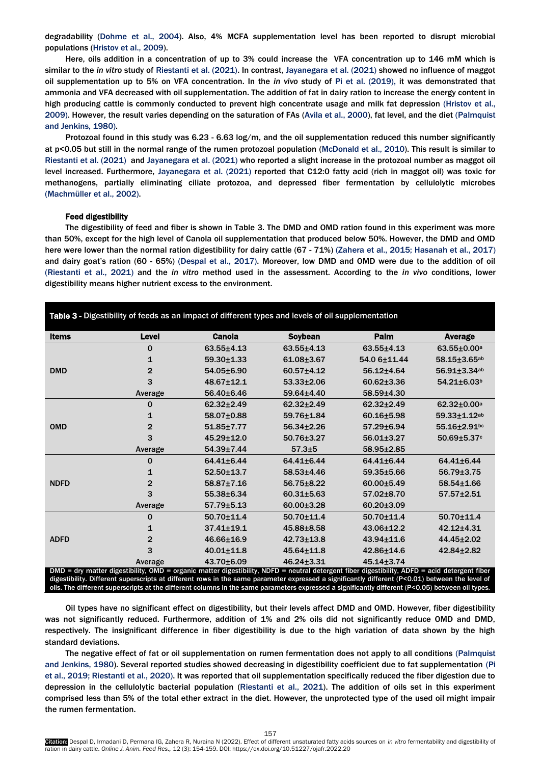degradability (Dohme et al., 2004). Also, 4% MCFA supplementation level has been reported to disrupt microbial populations (Hristov et al., 2009).

Here, oils addition in a concentration of up to 3% could increase the VFA concentration up to 146 mM which is similar to the *in vitro* study of Riestanti et al. (2021). In contrast, Jayanegara et al. (2021) showed no influence of maggot oil supplementation up to 5% on VFA concentration. In the *in vivo* study of Pi et al. (2019), it was demonstrated that ammonia and VFA decreased with oil supplementation. The addition of fat in dairy ration to increase the energy content in high producing cattle is commonly conducted to prevent high concentrate usage and milk fat depression (Hristov et al., 2009). However, the result varies depending on the saturation of FAs (Avila et al., 2000), fat level, and the diet (Palmquist and Jenkins, 1980).

Protozoal found in this study was 6.23 - 6.63 log/m, and the oil supplementation reduced this number significantly at p<0.05 but still in the normal range of the rumen protozoal population (McDonald et al., 2010). This result is similar to Riestanti et al. (2021) and Jayanegara et al. (2021) who reported a slight increase in the protozoal number as maggot oil level increased. Furthermore, Jayanegara et al. (2021) reported that C12:0 fatty acid (rich in maggot oil) was toxic for methanogens, partially eliminating ciliate protozoa, and depressed fiber fermentation by cellulolytic microbes (Machmüller et al., 2002).

### Feed digestibility

The digestibility of feed and fiber is shown in Table 3. The DMD and OMD ration found in this experiment was more than 50%, except for the high level of Canola oil supplementation that produced below 50%. However, the DMD and OMD here were lower than the normal ration digestibility for dairy cattle (67 - 71%) (Zahera et al., 2015; Hasanah et al., 2017) and dairy goat's ration (60 - 65%) (Despal et al., 2017). Moreover, low DMD and OMD were due to the addition of oil (Riestanti et al., 2021) and the *in vitro* method used in the assessment. According to the *in vivo* conditions, lower digestibility means higher nutrient excess to the environment.

**Table 3 -** Digestibility of feeds as an impact of different types and levels of oil supplementation

| Items | Level | Canola | Soybean | Palm | Average |
|---|---|---|---|---|---|
| DMD | 0 | 63.55±4.13 | 63.55±4.13 | 63.55±4.13 | 63.55±0.00[a] |
| | 1 | 59.30±1.33 | 61.08±3.67 | 54.0 6±11.44 | 58.15±3.65[ab] |
| | 2 | 54.05±6.90 | 60.57±4.12 | 56.12±4.64 | 56.91±3.34[ab] |
| | 3 | 48.67±12.1 | 53.33±2.06 | 60.62±3.36 | 54.21±6.03[b] |
| | Average | 56.40±6.46 | 59.64±4.40 | 58.59±4.30 | |
| OMD | 0 | 62.32±2.49 | 62.32±2.49 | 62.32±2.49 | 62.32±0.00[a] |
| | 1 | 58.07±0.88 | 59.76±1.84 | 60.16±5.98 | 59.33±1.12[ab] |
| | 2 | 51.85±7.77 | 56.34±2.26 | 57.29±6.94 | 55.16±2.91[bc] |
| | 3 | 45.29±12.0 | 50.76±3.27 | 56.01±3.27 | 50.69±5.37[c] |
| | Average | 54.39±7.44 | 57.3±5 | 58.95±2.85 | |
| NDFD | 0 | 64.41±6.44 | 64.41±6.44 | 64.41±6.44 | 64.41±6.44 |
| | 1 | 52.50±13.7 | 58.53±4.46 | 59.35±5.66 | 56.79±3.75 |
| | 2 | 58.87±7.16 | 56.75±8.22 | 60.00±5.49 | 58.54±1.66 |
| | 3 | 55.38±6.34 | 60.31±5.63 | 57.02±8.70 | 57.57±2.51 |
| | Average | 57.79±5.13 | 60.00±3.28 | 60.20±3.09 | |
| ADFD | 0 | 50.70±11.4 | 50.70±11.4 | 50.70±11.4 | 50.70±11.4 |
| | 1 | 37.41±19.1 | 45.88±8.58 | 43.06±12.2 | 42.12±4.31 |
| | 2 | 46.66±16.9 | 42.73±13.8 | 43.94±11.6 | 44.45±2.02 |
| | 3 | 40.01±11.8 | 45.64±11.8 | 42.86±14.6 | 42.84±2.82 |
| | Average | 43.70±6.09 | 46.24±3.31 | 45.14±3.74 | |

DMD = dry matter digestibility, OMD = organic matter digestibility, NDFD = neutral detergent fiber digestibility, ADFD = acid detergent fiber digestibility. Different superscripts at different rows in the same parameter expressed a significantly different (P<0.01) between the level of oils. The different superscripts at the different columns in the same parameters expressed a significantly different (P<0.05) between oil types.

Oil types have no significant effect on digestibility, but their levels affect DMD and OMD. However, fiber digestibility was not significantly reduced. Furthermore, addition of 1% and 2% oils did not significantly reduce OMD and DMD, respectively. The insignificant difference in fiber digestibility is due to the high variation of data shown by the high standard deviations.

The negative effect of fat or oil supplementation on rumen fermentation does not apply to all conditions (Palmquist and Jenkins, 1980). Several reported studies showed decreasing in digestibility coefficient due to fat supplementation (Pi et al., 2019; Riestanti et al., 2020). It was reported that oil supplementation specifically reduced the fiber digestion due to depression in the cellulolytic bacterial population (Riestanti et al., 2021). The addition of oils set in this experiment comprised less than 5% of the total ether extract in the diet. However, the unprotected type of the used oil might impair the rumen fermentation.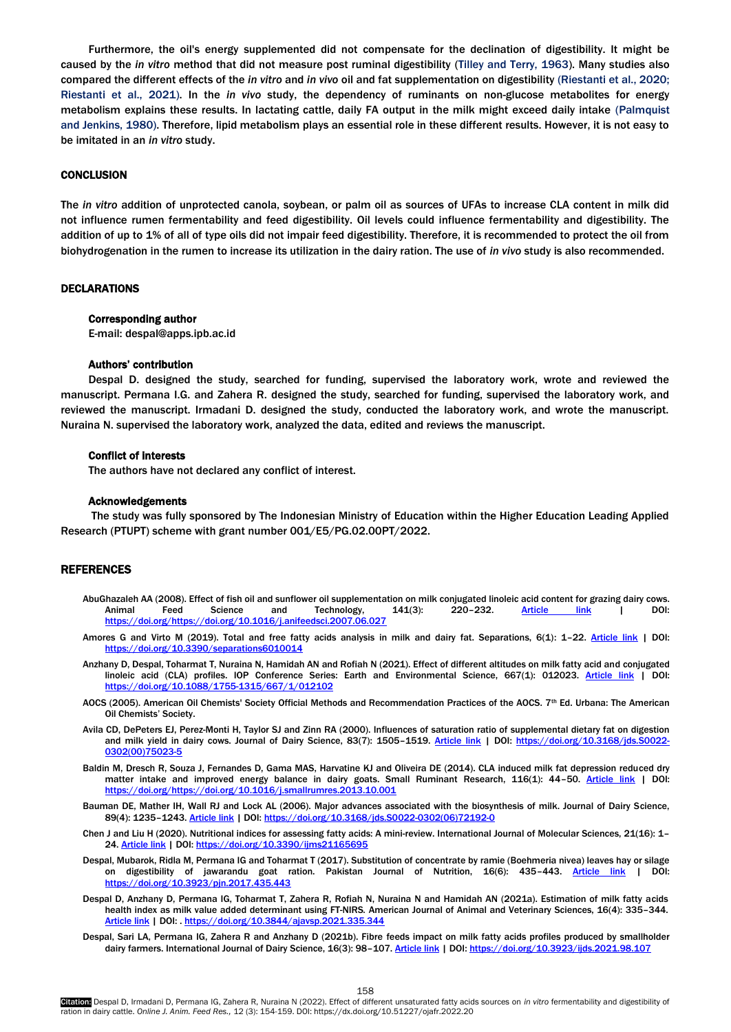Furthermore, the oil's energy supplemented did not compensate for the declination of digestibility. It might be caused by the *in vitro* method that did not measure post ruminal digestibility (Tilley and Terry, 1963). Many studies also compared the different effects of the *in vitro* and *in vivo* oil and fat supplementation on digestibility (Riestanti et al., 2020; Riestanti et al., 2021). In the *in vivo* study, the dependency of ruminants on non-glucose metabolites for energy metabolism explains these results. In lactating cattle, daily FA output in the milk might exceed daily intake (Palmquist and Jenkins, 1980). Therefore, lipid metabolism plays an essential role in these different results. However, it is not easy to be imitated in an *in vitro* study.

## CONCLUSION

The *in vitro* addition of unprotected canola, soybean, or palm oil as sources of UFAs to increase CLA content in milk did not influence rumen fermentability and feed digestibility. Oil levels could influence fermentability and digestibility. The addition of up to 1% of all of type oils did not impair feed digestibility. Therefore, it is recommended to protect the oil from biohydrogenation in the rumen to increase its utilization in the dairy ration. The use of *in vivo* study is also recommended.

## DECLARATIONS

### Corresponding author

E-mail: despal@apps.ipb.ac.id

### Authors' contribution

Despal D. designed the study, searched for funding, supervised the laboratory work, wrote and reviewed the manuscript. Permana I.G. and Zahera R. designed the study, searched for funding, supervised the laboratory work, and reviewed the manuscript. Irmadani D. designed the study, conducted the laboratory work, and wrote the manuscript. Nuraina N. supervised the laboratory work, analyzed the data, edited and reviews the manuscript.

### Conflict of interests

The authors have not declared any conflict of interest.

### Acknowledgements

The study was fully sponsored by The Indonesian Ministry of Education within the Higher Education Leading Applied Research (PTUPT) scheme with grant number 001/E5/PG.02.00PT/2022.

## REFERENCES

AbuGhazaleh AA (2008). Effect of fish oil and sunflower oil supplementation on milk conjugated linoleic acid content for grazing dairy cows. Animal Feed Science and Technology, 141(3): 220–232. Article link | DOI: https://doi.org/https://doi.org/10.1016/j.anifeedsci.2007.06.027

Amores G and Virto M (2019). Total and free fatty acids analysis in milk and dairy fat. Separations, 6(1): 1–22. Article link | DOI: https://doi.org/10.3390/separations6010014

Anzhany D, Despal, Toharmat T, Nuraina N, Hamidah AN and Rofiah N (2021). Effect of different altitudes on milk fatty acid and conjugated linoleic acid (CLA) profiles. IOP Conference Series: Earth and Environmental Science, 667(1): 012023. Article link | DOI: https://doi.org/10.1088/1755-1315/667/1/012102

AOCS (2005). American Oil Chemists' Society Official Methods and Recommendation Practices of the AOCS. 7th Ed. Urbana: The American Oil Chemists' Society.

Avila CD, DePeters EJ, Perez-Monti H, Taylor SJ and Zinn RA (2000). Influences of saturation ratio of supplemental dietary fat on digestion and milk yield in dairy cows. Journal of Dairy Science, 83(7): 1505–1519. Article link | DOI: https://doi.org/10.3168/jds.S0022-0302(00)75023-5

Baldin M, Dresch R, Souza J, Fernandes D, Gama MAS, Harvatine KJ and Oliveira DE (2014). CLA induced milk fat depression reduced dry matter intake and improved energy balance in dairy goats. Small Ruminant Research, 116(1): 44–50. Article link | DOI: https://doi.org/https://doi.org/10.1016/j.smallrumres.2013.10.001

Bauman DE, Mather IH, Wall RJ and Lock AL (2006). Major advances associated with the biosynthesis of milk. Journal of Dairy Science, 89(4): 1235–1243. Article link | DOI: https://doi.org/10.3168/jds.S0022-0302(06)72192-0

Chen J and Liu H (2020). Nutritional indices for assessing fatty acids: A mini-review. International Journal of Molecular Sciences, 21(16): 1–24. Article link | DOI: https://doi.org/10.3390/ijms21165695

Despal, Mubarok, Ridla M, Permana IG and Toharmat T (2017). Substitution of concentrate by ramie (Boehmeria nivea) leaves hay or silage on digestibility of jawarandu goat ration. Pakistan Journal of Nutrition, 16(6): 435–443. Article link | DOI: https://doi.org/10.3923/pjn.2017.435.443

Despal D, Anzhany D, Permana IG, Toharmat T, Zahera R, Rofiah N, Nuraina N and Hamidah AN (2021a). Estimation of milk fatty acids health index as milk value added determinant using FT-NIRS. American Journal of Animal and Veterinary Sciences, 16(4): 335–344. Article link | DOI: . https://doi.org/10.3844/ajavsp.2021.335.344

Despal, Sari LA, Permana IG, Zahera R and Anzhany D (2021b). Fibre feeds impact on milk fatty acids profiles produced by smallholder dairy farmers. International Journal of Dairy Science, 16(3): 98–107. Article link | DOI: https://doi.org/10.3923/ijds.2021.98.107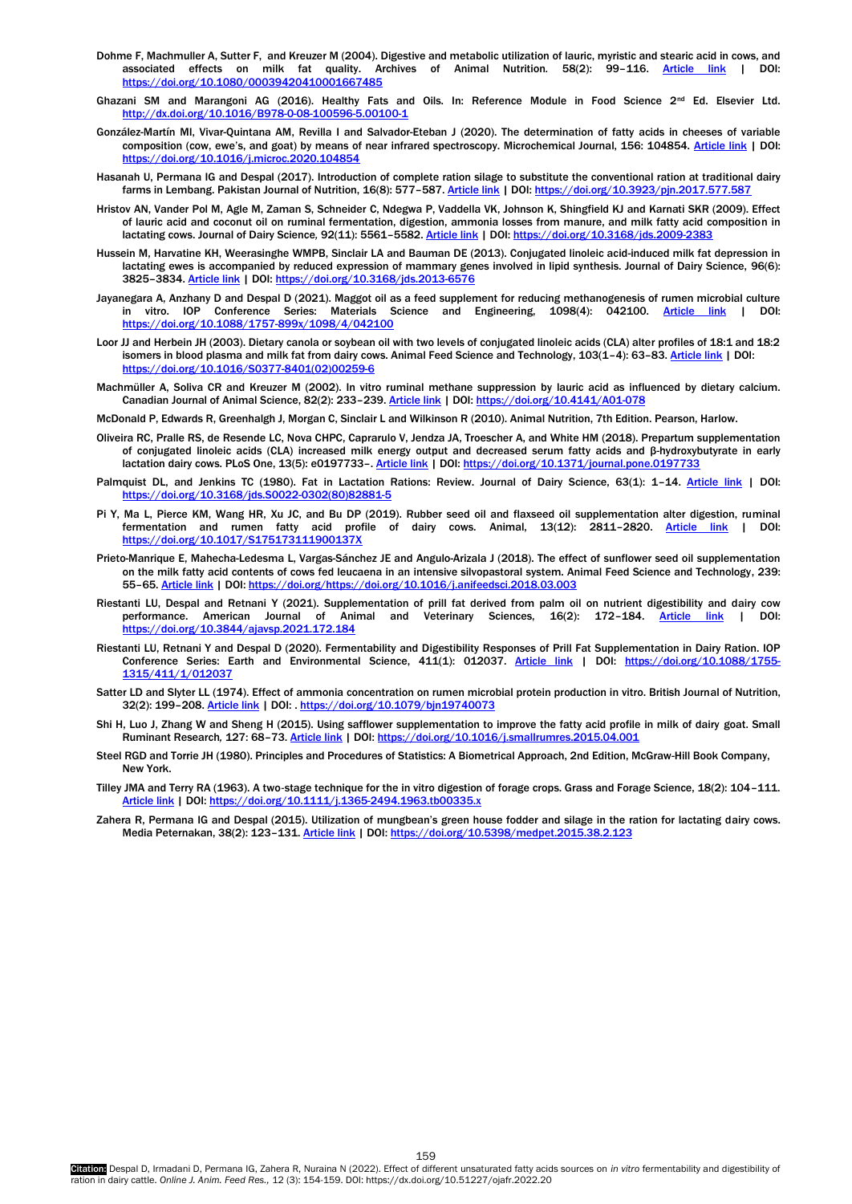Dohme F, Machmuller A, Sutter F, and Kreuzer M (2004). Digestive and metabolic utilization of lauric, myristic and stearic acid in cows, and associated effects on milk fat quality. Archives of Animal Nutrition. 58(2): 99–116. Article link | DOI: https://doi.org/10.1080/00039420410001667485

Ghazani SM and Marangoni AG (2016). Healthy Fats and Oils. In: Reference Module in Food Science 2nd Ed. Elsevier Ltd. http://dx.doi.org/10.1016/B978-0-08-100596-5.00100-1

González-Martín MI, Vivar-Quintana AM, Revilla I and Salvador-Eteban J (2020). The determination of fatty acids in cheeses of variable composition (cow, ewe's, and goat) by means of near infrared spectroscopy. Microchemical Journal, 156: 104854. Article link | DOI: https://doi.org/10.1016/j.microc.2020.104854

Hasanah U, Permana IG and Despal (2017). Introduction of complete ration silage to substitute the conventional ration at traditional dairy farms in Lembang. Pakistan Journal of Nutrition, 16(8): 577–587. Article link | DOI: https://doi.org/10.3923/pjn.2017.577.587

Hristov AN, Vander Pol M, Agle M, Zaman S, Schneider C, Ndegwa P, Vaddella VK, Johnson K, Shingfield KJ and Karnati SKR (2009). Effect of lauric acid and coconut oil on ruminal fermentation, digestion, ammonia losses from manure, and milk fatty acid composition in lactating cows. Journal of Dairy Science, 92(11): 5561–5582. Article link | DOI: https://doi.org/10.3168/jds.2009-2383

Hussein M, Harvatine KH, Weerasinghe WMPB, Sinclair LA and Bauman DE (2013). Conjugated linoleic acid-induced milk fat depression in lactating ewes is accompanied by reduced expression of mammary genes involved in lipid synthesis. Journal of Dairy Science, 96(6): 3825–3834. Article link | DOI: https://doi.org/10.3168/jds.2013-6576

Jayanegara A, Anzhany D and Despal D (2021). Maggot oil as a feed supplement for reducing methanogenesis of rumen microbial culture in vitro. IOP Conference Series: Materials Science and Engineering, 1098(4): 042100. Article link | DOI: https://doi.org/10.1088/1757-899x/1098/4/042100

Loor JJ and Herbein JH (2003). Dietary canola or soybean oil with two levels of conjugated linoleic acids (CLA) alter profiles of 18:1 and 18:2 isomers in blood plasma and milk fat from dairy cows. Animal Feed Science and Technology, 103(1–4): 63–83. Article link | DOI: https://doi.org/10.1016/S0377-8401(02)00259-6

Machmüller A, Soliva CR and Kreuzer M (2002). In vitro ruminal methane suppression by lauric acid as influenced by dietary calcium. Canadian Journal of Animal Science, 82(2): 233–239. Article link | DOI: https://doi.org/10.4141/A01-078

McDonald P, Edwards R, Greenhalgh J, Morgan C, Sinclair L and Wilkinson R (2010). Animal Nutrition, 7th Edition. Pearson, Harlow.

Oliveira RC, Pralle RS, de Resende LC, Nova CHPC, Caprarulo V, Jendza JA, Troescher A, and White HM (2018). Prepartum supplementation of conjugated linoleic acids (CLA) increased milk energy output and decreased serum fatty acids and β-hydroxybutyrate in early lactation dairy cows. PLoS One, 13(5): e0197733–. Article link | DOI: https://doi.org/10.1371/journal.pone.0197733

Palmquist DL, and Jenkins TC (1980). Fat in Lactation Rations: Review. Journal of Dairy Science, 63(1): 1–14. Article link | DOI: https://doi.org/10.3168/jds.S0022-0302(80)82881-5

Pi Y, Ma L, Pierce KM, Wang HR, Xu JC, and Bu DP (2019). Rubber seed oil and flaxseed oil supplementation alter digestion, ruminal fermentation and rumen fatty acid profile of dairy cows. Animal, 13(12): 2811–2820. Article link | DOI: https://doi.org/10.1017/S175173111900137X

Prieto-Manrique E, Mahecha-Ledesma L, Vargas-Sánchez JE and Angulo-Arizala J (2018). The effect of sunflower seed oil supplementation on the milk fatty acid contents of cows fed leucaena in an intensive silvopastoral system. Animal Feed Science and Technology, 239: 55–65. Article link | DOI: https://doi.org/https://doi.org/10.1016/j.anifeedsci.2018.03.003

Riestanti LU, Despal and Retnani Y (2021). Supplementation of prill fat derived from palm oil on nutrient digestibility and dairy cow performance. American Journal of Animal and Veterinary Sciences, 16(2): 172–184. Article link | DOI: https://doi.org/10.3844/ajavsp.2021.172.184

Riestanti LU, Retnani Y and Despal D (2020). Fermentability and Digestibility Responses of Prill Fat Supplementation in Dairy Ration. IOP Conference Series: Earth and Environmental Science, 411(1): 012037. Article link | DOI: https://doi.org/10.1088/1755-1315/411/1/012037

Satter LD and Slyter LL (1974). Effect of ammonia concentration on rumen microbial protein production in vitro. British Journal of Nutrition, 32(2): 199–208. Article link | DOI: . https://doi.org/10.1079/bjn19740073

Shi H, Luo J, Zhang W and Sheng H (2015). Using safflower supplementation to improve the fatty acid profile in milk of dairy goat. Small Ruminant Research, 127: 68–73. Article link | DOI: https://doi.org/10.1016/j.smallrumres.2015.04.001

Steel RGD and Torrie JH (1980). Principles and Procedures of Statistics: A Biometrical Approach, 2nd Edition, McGraw-Hill Book Company, New York.

Tilley JMA and Terry RA (1963). A two-stage technique for the in vitro digestion of forage crops. Grass and Forage Science, 18(2): 104–111. Article link | DOI: https://doi.org/10.1111/j.1365-2494.1963.tb00335.x

Zahera R, Permana IG and Despal (2015). Utilization of mungbean's green house fodder and silage in the ration for lactating dairy cows. Media Peternakan, 38(2): 123–131. Article link | DOI: https://doi.org/10.5398/medpet.2015.38.2.123